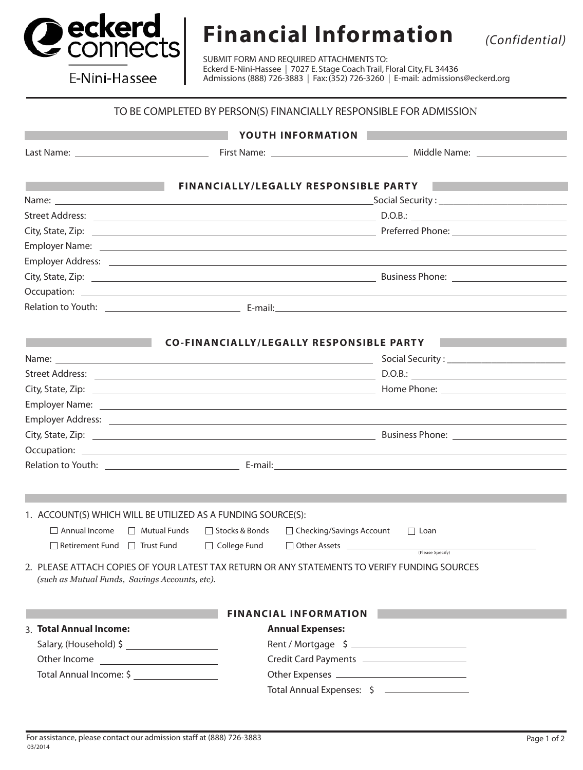# Financial Information *(Confidential)*

eckerd connects — E-Nini-Hassee

SUBMIT FORM AND REQUIRED ATTACHMENTS TO:
Eckerd E-Nini-Hassee | 7027 E. Stage Coach Trail, Floral City, FL 34436
Admissions (888) 726-3883 | Fax: (352) 726-3260 | E-mail: admissions@eckerd.org

TO BE COMPLETED BY PERSON(S) FINANCIALLY RESPONSIBLE FOR ADMISSION

## YOUTH INFORMATION

Last Name: ____________ First Name: ____________ Middle Name: ____________

## FINANCIALLY/LEGALLY RESPONSIBLE PARTY

Name: ____________ Social Security : ____________

Street Address: ____________ D.O.B.: ____________

City, State, Zip: ____________ Preferred Phone: ____________

Employer Name: ____________

Employer Address: ____________

City, State, Zip: ____________ Business Phone: ____________

Occupation: ____________

Relation to Youth: ____________ E-mail: ____________

## CO-FINANCIALLY/LEGALLY RESPONSIBLE PARTY

Name: ____________ Social Security : ____________

Street Address: ____________ D.O.B.: ____________

City, State, Zip: ____________ Home Phone: ____________

Employer Name: ____________

Employer Address: ____________

City, State, Zip: ____________ Business Phone: ____________

Occupation: ____________

Relation to Youth: ____________ E-mail: ____________

1. ACCOUNT(S) WHICH WILL BE UTILIZED AS A FUNDING SOURCE(S):

   ☐ Annual Income ☐ Mutual Funds ☐ Stocks & Bonds ☐ Checking/Savings Account ☐ Loan

   ☐ Retirement Fund ☐ Trust Fund ☐ College Fund ☐ Other Assets ____________ (Please Specify)

2. PLEASE ATTACH COPIES OF YOUR LATEST TAX RETURN OR ANY STATEMENTS TO VERIFY FUNDING SOURCES *(such as Mutual Funds, Savings Accounts, etc).*

## FINANCIAL INFORMATION

3. **Total Annual Income:**

   Salary, (Household) $ ____________

   Other Income ____________

   Total Annual Income: $ ____________

**Annual Expenses:**

Rent / Mortgage $ ____________

Credit Card Payments ____________

Other Expenses ____________

Total Annual Expenses: $ ____________

For assistance, please contact our admission staff at (888) 726-3883

03/2014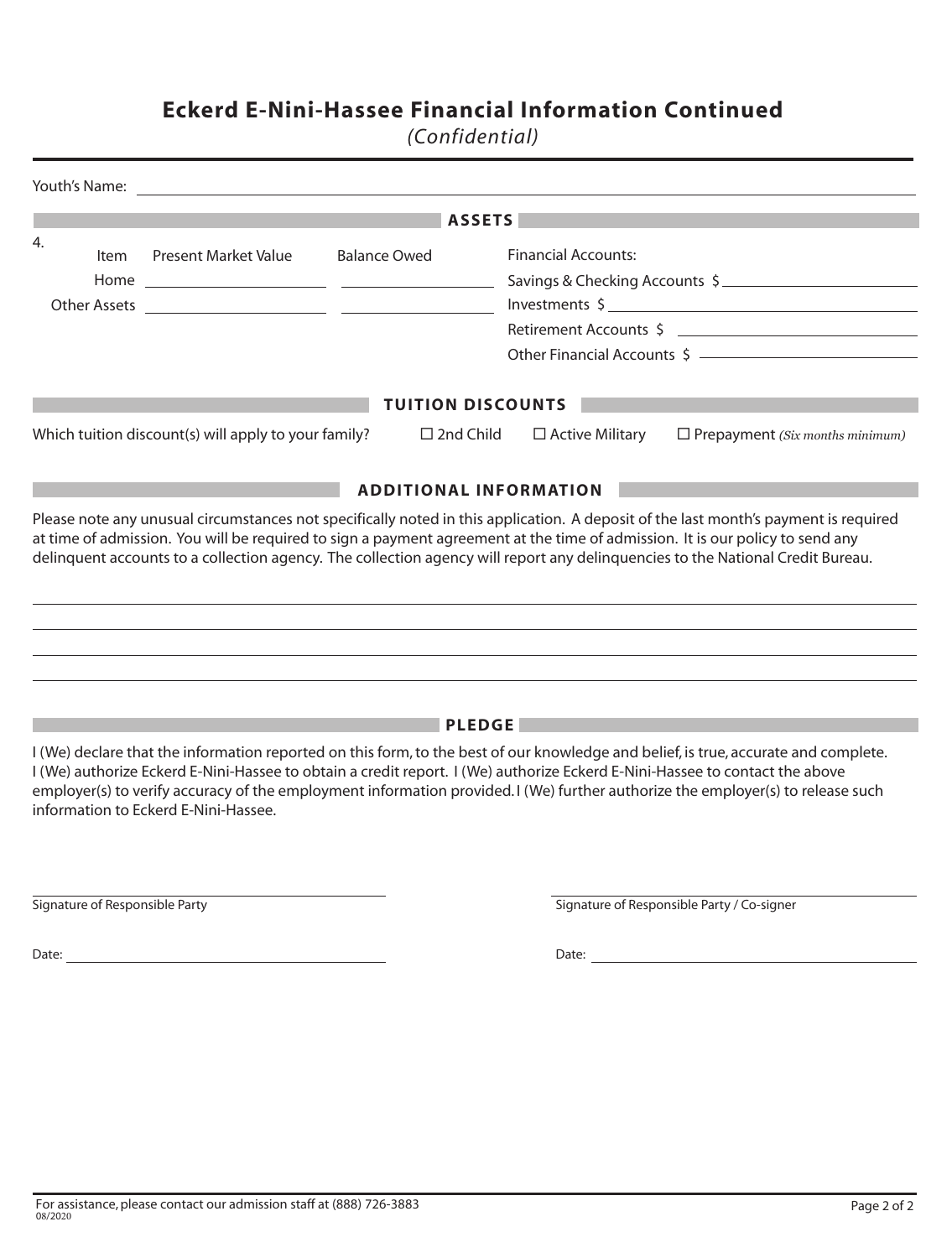# Eckerd E-Nini-Hassee Financial Information Continued

*(Confidential)*

Youth's Name: ______________________________

## ASSETS

4.

| Item | Present Market Value | Balance Owed |
| --- | --- | --- |
| Home | | |
| Other Assets | | |

Financial Accounts:

Savings & Checking Accounts $ __________

Investments $ __________

Retirement Accounts $ __________

Other Financial Accounts $ __________

## TUITION DISCOUNTS

Which tuition discount(s) will apply to your family? ☐ 2nd Child ☐ Active Military ☐ Prepayment *(Six months minimum)*

## ADDITIONAL INFORMATION

Please note any unusual circumstances not specifically noted in this application. A deposit of the last month's payment is required at time of admission. You will be required to sign a payment agreement at the time of admission. It is our policy to send any delinquent accounts to a collection agency. The collection agency will report any delinquencies to the National Credit Bureau.

______________________________

______________________________

______________________________

______________________________

## PLEDGE

I (We) declare that the information reported on this form, to the best of our knowledge and belief, is true, accurate and complete. I (We) authorize Eckerd E-Nini-Hassee to obtain a credit report. I (We) authorize Eckerd E-Nini-Hassee to contact the above employer(s) to verify accuracy of the employment information provided. I (We) further authorize the employer(s) to release such information to Eckerd E-Nini-Hassee.

______________________________
Signature of Responsible Party

Date: ______________________________

______________________________
Signature of Responsible Party / Co-signer

Date: ______________________________

For assistance, please contact our admission staff at (888) 726-3883

08/2020